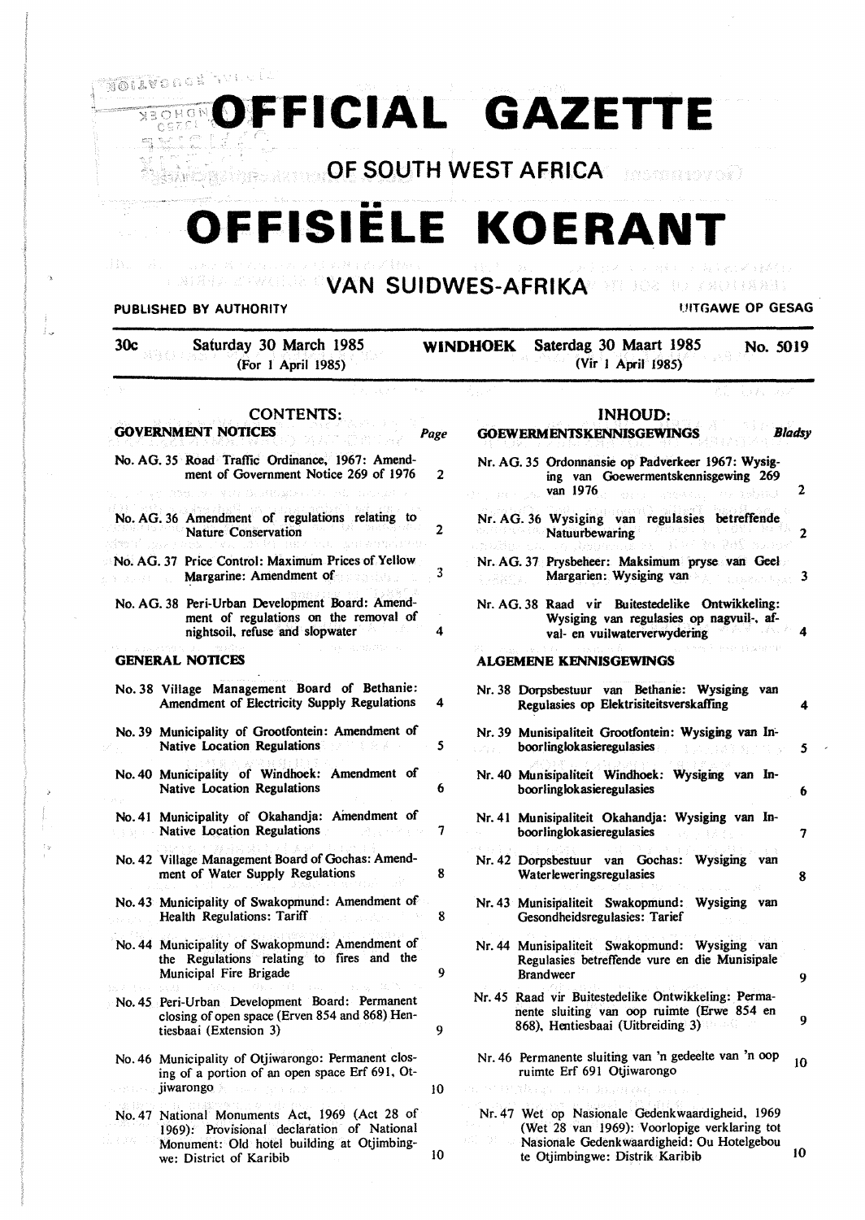# OFFICIAL GAZETTE

## OF SOUTH WEST AFRICA

# OFFISIËLE KOERANT

## VAN SUIDWES-AFRIKA

PUBLISHED BY AUTHORITY — UITGAWE OP GESAG

30c — Saturday 30 March 1985 (For 1 April 1985) — WINDHOEK — Saterdag 30 Maart 1985 (Vir 1 April 1985) — No. 5019

## CONTENTS:

### GOVERNMENT NOTICES

| | | Page |
|---|---|---|
| No. AG. 35 | Road Traffic Ordinance, 1967: Amendment of Government Notice 269 of 1976 | 2 |
| No. AG. 36 | Amendment of regulations relating to Nature Conservation | 2 |
| No. AG. 37 | Price Control: Maximum Prices of Yellow Margarine: Amendment of | 3 |
| No. AG. 38 | Peri-Urban Development Board: Amendment of regulations on the removal of nightsoil, refuse and slopwater | 4 |

### GENERAL NOTICES

| | | Page |
|---|---|---|
| No. 38 | Village Management Board of Bethanie: Amendment of Electricity Supply Regulations | 4 |
| No. 39 | Municipality of Grootfontein: Amendment of Native Location Regulations | 5 |
| No. 40 | Municipality of Windhoek: Amendment of Native Location Regulations | 6 |
| No. 41 | Municipality of Okahandja: Amendment of Native Location Regulations | 7 |
| No. 42 | Village Management Board of Gochas: Amendment of Water Supply Regulations | 8 |
| No. 43 | Municipality of Swakopmund: Amendment of Health Regulations: Tariff | 8 |
| No. 44 | Municipality of Swakopmund: Amendment of the Regulations relating to fires and the Municipal Fire Brigade | 9 |
| No. 45 | Peri-Urban Development Board: Permanent closing of open space (Erven 854 and 868) Hentiesbaai (Extension 3) | 9 |
| No. 46 | Municipality of Otjiwarongo: Permanent closing of a portion of an open space Erf 691, Otjiwarongo | 10 |
| No. 47 | National Monuments Act, 1969 (Act 28 of 1969): Provisional declaration of National Monument: Old hotel building at Otjimbingwe: District of Karibib | 10 |

## INHOUD:

### GOEWERMENTSKENNISGEWINGS

| | | Bladsy |
|---|---|---|
| Nr. AG. 35 | Ordonnansie op Padverkeer 1967: Wysiging van Goewermentskennisgewing 269 van 1976 | 2 |
| Nr. AG. 36 | Wysiging van regulasies betreffende Natuurbewaring | 2 |
| Nr. AG. 37 | Prysbeheer: Maksimum pryse van Geel Margarien: Wysiging van | 3 |
| Nr. AG. 38 | Raad vir Buitestedelike Ontwikkeling: Wysiging van regulasies op nagvuil-, afval- en vuilwaterverwydering | 4 |

### ALGEMENE KENNISGEWINGS

| | | Bladsy |
|---|---|---|
| Nr. 38 | Dorpsbestuur van Bethanie: Wysiging van Regulasies op Elektrisiteitsverskaffing | 4 |
| Nr. 39 | Munisipaliteit Grootfontein: Wysiging van Inboorlinglokasieregulasies | 5 |
| Nr. 40 | Munisipaliteit Windhoek: Wysiging van Inboorlinglokasieregulasies | 6 |
| Nr. 41 | Munisipaliteit Okahandja: Wysiging van Inboorlinglokasieregulasies | 7 |
| Nr. 42 | Dorpsbestuur van Gochas: Wysiging van Waterleweringsregulasies | 8 |
| Nr. 43 | Munisipaliteit Swakopmund: Wysiging van Gesondheidsregulasies: Tarief | 8 |
| Nr. 44 | Munisipaliteit Swakopmund: Wysiging van Regulasies betreffende vure en die Munisipale Brandweer | 9 |
| Nr. 45 | Raad vir Buitestedelike Ontwikkeling: Permanente sluiting van oop ruimte (Erwe 854 en 868), Hentiesbaai (Uitbreiding 3) | 9 |
| Nr. 46 | Permanente sluiting van 'n gedeelte van 'n oop ruimte Erf 691 Otjiwarongo | 10 |
| Nr. 47 | Wet op Nasionale Gedenkwaardigheid, 1969 (Wet 28 van 1969): Voorlopige verklaring tot Nasionale Gedenkwaardigheid: Ou Hotelgebou te Otjimbingwe: Distrik Karibib | 10 |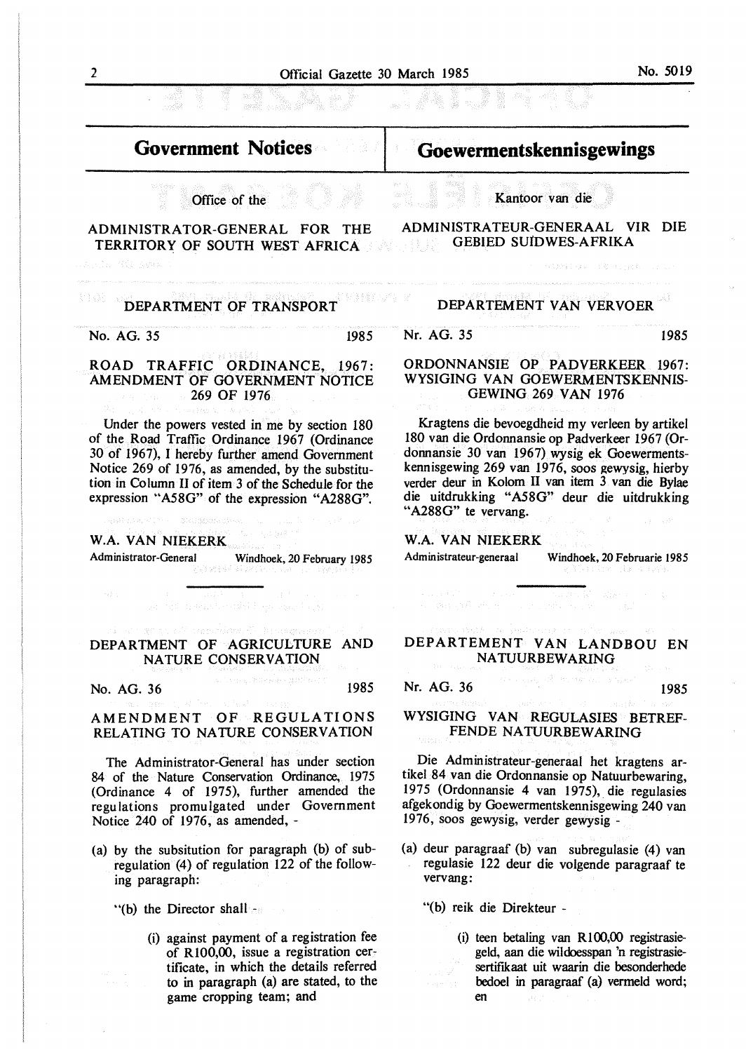# Government Notices

Office of the

ADMINISTRATOR-GENERAL FOR THE TERRITORY OF SOUTH WEST AFRICA

## DEPARTMENT OF TRANSPORT

No. AG. 35 1985

### ROAD TRAFFIC ORDINANCE, 1967: AMENDMENT OF GOVERNMENT NOTICE 269 OF 1976

Under the powers vested in me by section 180 of the Road Traffic Ordinance 1967 (Ordinance 30 of 1967), I hereby further amend Government Notice 269 of 1976, as amended, by the substitution in Column II of item 3 of the Schedule for the expression "A58G" of the expression "A288G".

W.A. VAN NIEKERK
Administrator-General Windhoek, 20 February 1985

## DEPARTMENT OF AGRICULTURE AND NATURE CONSERVATION

No. AG. 36 1985

### AMENDMENT OF REGULATIONS RELATING TO NATURE CONSERVATION

The Administrator-General has under section 84 of the Nature Conservation Ordinance, 1975 (Ordinance 4 of 1975), further amended the regulations promulgated under Government Notice 240 of 1976, as amended, -

(a) by the subsitution for paragraph (b) of subregulation (4) of regulation 122 of the following paragraph:

"(b) the Director shall -

(i) against payment of a registration fee of R100,00, issue a registration certificate, in which the details referred to in paragraph (a) are stated, to the game cropping team; and

# Goewermentskennisgewings

Kantoor van die

ADMINISTRATEUR-GENERAAL VIR DIE GEBIED SUIDWES-AFRIKA

## DEPARTEMENT VAN VERVOER

Nr. AG. 35 1985

### ORDONNANSIE OP PADVERKEER 1967: WYSIGING VAN GOEWERMENTSKENNISGEWING 269 VAN 1976

Kragtens die bevoegdheid my verleen by artikel 180 van die Ordonnansie op Padverkeer 1967 (Ordonnansie 30 van 1967) wysig ek Goewermentskennisgewing 269 van 1976, soos gewysig, hierby verder deur in Kolom II van item 3 van die Bylae die uitdrukking "A58G" deur die uitdrukking "A288G" te vervang.

W.A. VAN NIEKERK
Administrateur-generaal Windhoek, 20 Februarie 1985

## DEPARTEMENT VAN LANDBOU EN NATUURBEWARING

Nr. AG. 36 1985

### WYSIGING VAN REGULASIES BETREFFENDE NATUURBEWARING

Die Administrateur-generaal het kragtens artikel 84 van die Ordonnansie op Natuurbewaring, 1975 (Ordonnansie 4 van 1975), die regulasies afgekondig by Goewermentskennisgewing 240 van 1976, soos gewysig, verder gewysig -

(a) deur paragraaf (b) van subregulasie (4) van regulasie 122 deur die volgende paragraaf te vervang:

"(b) reik die Direkteur -

(i) teen betaling van R100,00 registrasiegeld, aan die wildoesspan 'n registrasiesertifikaat uit waarin die besonderhede bedoel in paragraaf (a) vermeld word; en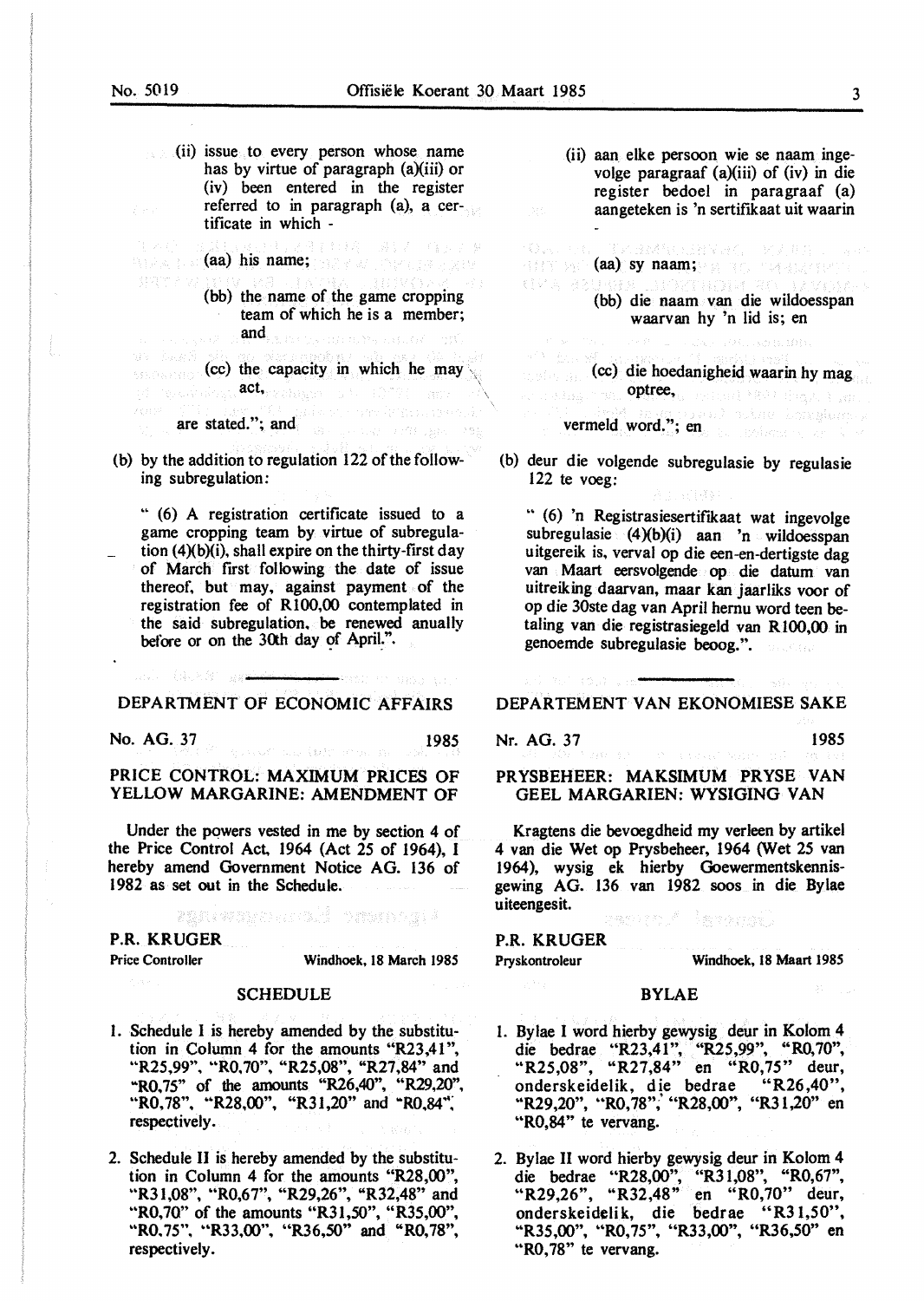(ii) issue to every person whose name has by virtue of paragraph (a)(iii) or (iv) been entered in the register referred to in paragraph (a), a certificate in which -

(aa) his name;

(bb) the name of the game cropping team of which he is a member; and

(cc) the capacity in which he may act,

are stated."; and

(b) by the addition to regulation 122 of the following subregulation:

" (6) A registration certificate issued to a game cropping team by virtue of subregulation (4)(b)(i), shall expire on the thirty-first day of March first following the date of issue thereof, but may, against payment of the registration fee of R100,00 contemplated in the said subregulation, be renewed anually before or on the 30th day of April.".

## DEPARTMENT OF ECONOMIC AFFAIRS

No. AG. 37 1985

### PRICE CONTROL: MAXIMUM PRICES OF YELLOW MARGARINE: AMENDMENT OF

Under the powers vested in me by section 4 of the Price Control Act, 1964 (Act 25 of 1964), I hereby amend Government Notice AG. 136 of 1982 as set out in the Schedule.

**P.R. KRUGER**
Price Controller Windhoek, 18 March 1985

### SCHEDULE

1. Schedule I is hereby amended by the substitution in Column 4 for the amounts "R23,41", "R25,99", "R0,70", "R25,08", "R27,84" and "R0,75" of the amounts "R26,40", "R29,20", "R0,78", "R28,00", "R31,20" and "R0,84", respectively.

2. Schedule II is hereby amended by the substitution in Column 4 for the amounts "R28,00", "R31,08", "R0,67", "R29,26", "R32,48" and "R0,70" of the amounts "R31,50", "R35,00", "R0,75", "R33,00", "R36,50" and "R0,78", respectively.

(ii) aan elke persoon wie se naam ingevolge paragraaf (a)(iii) of (iv) in die register bedoel in paragraaf (a) aangeteken is 'n sertifikaat uit waarin -

(aa) sy naam;

(bb) die naam van die wildoesspan waarvan hy 'n lid is; en

(cc) die hoedanigheid waarin hy mag optree,

vermeld word."; en

(b) deur die volgende subregulasie by regulasie 122 te voeg:

" (6) 'n Registrasiesertifikaat wat ingevolge subregulasie (4)(b)(i) aan 'n wildoesspan uitgereik is, verval op die een-en-dertigste dag van Maart eersvolgende op die datum van uitreiking daarvan, maar kan jaarliks voor of op die 30ste dag van April hernu word teen betaling van die registrasiegeld van R100,00 in genoemde subregulasie beoog.".

## DEPARTEMENT VAN EKONOMIESE SAKE

Nr. AG. 37 1985

### PRYSBEHEER: MAKSIMUM PRYSE VAN GEEL MARGARIEN: WYSIGING VAN

Kragtens die bevoegdheid my verleen by artikel 4 van die Wet op Prysbeheer, 1964 (Wet 25 van 1964), wysig ek hierby Goewermentskennisgewing AG. 136 van 1982 soos in die Bylae uiteengesit.

**P.R. KRUGER**
Pryskontroleur Windhoek, 18 Maart 1985

### BYLAE

1. Bylae I word hierby gewysig deur in Kolom 4 die bedrae "R23,41", "R25,99", "R0,70", "R25,08", "R27,84" en "R0,75" deur, onderskeidelik, die bedrae "R26,40", "R29,20", "R0,78", "R28,00", "R31,20" en "R0,84" te vervang.

2. Bylae II word hierby gewysig deur in Kolom 4 die bedrae "R28,00", "R31,08", "R0,67", "R29,26", "R32,48" en "R0,70" deur, onderskeidelik, die bedrae "R31,50", "R35,00", "R0,75", "R33,00", "R36,50" en "R0,78" te vervang.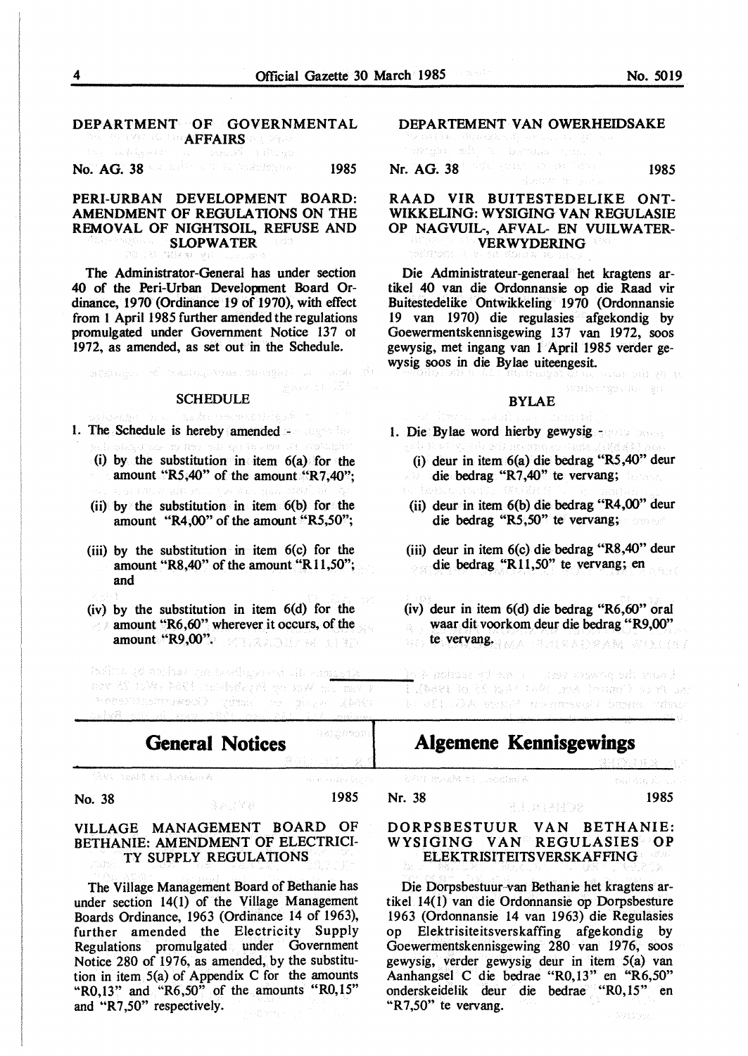## DEPARTMENT OF GOVERNMENTAL AFFAIRS

No. AG. 38 1985

### PERI-URBAN DEVELOPMENT BOARD: AMENDMENT OF REGULATIONS ON THE REMOVAL OF NIGHTSOIL, REFUSE AND SLOPWATER

The Administrator-General has under section 40 of the Peri-Urban Development Board Ordinance, 1970 (Ordinance 19 of 1970), with effect from 1 April 1985 further amended the regulations promulgated under Government Notice 137 of 1972, as amended, as set out in the Schedule.

#### SCHEDULE

1. The Schedule is hereby amended -

   (i) by the substitution in item 6(a) for the amount "R5,40" of the amount "R7,40";

   (ii) by the substitution in item 6(b) for the amount "R4,00" of the amount "R5,50";

   (iii) by the substitution in item 6(c) for the amount "R8,40" of the amount "R11,50"; and

   (iv) by the substitution in item 6(d) for the amount "R6,60" wherever it occurs, of the amount "R9,00".

## DEPARTEMENT VAN OWERHEIDSAKE

Nr. AG. 38 1985

### RAAD VIR BUITESTEDELIKE ONTWIKKELING: WYSIGING VAN REGULASIE OP NAGVUIL-, AFVAL- EN VUILWATER-VERWYDERING

Die Administrateur-generaal het kragtens artikel 40 van die Ordonnansie op die Raad vir Buitestedelike Ontwikkeling 1970 (Ordonnansie 19 van 1970) die regulasies afgekondig by Goewermentskennisgewing 137 van 1972, soos gewysig, met ingang van 1 April 1985 verder gewysig soos in die Bylae uiteengesit.

#### BYLAE

1. Die Bylae word hierby gewysig -

   (i) deur in item 6(a) die bedrag "R5,40" deur die bedrag "R7,40" te vervang;

   (ii) deur in item 6(b) die bedrag "R4,00" deur die bedrag "R5,50" te vervang;

   (iii) deur in item 6(c) die bedrag "R8,40" deur die bedrag "R11,50" te vervang; en

   (iv) deur in item 6(d) die bedrag "R6,60" oral waar dit voorkom deur die bedrag "R9,00" te vervang.

---

# General Notices

No. 38 1985

### VILLAGE MANAGEMENT BOARD OF BETHANIE: AMENDMENT OF ELECTRICITY SUPPLY REGULATIONS

The Village Management Board of Bethanie has under section 14(1) of the Village Management Boards Ordinance, 1963 (Ordinance 14 of 1963), further amended the Electricity Supply Regulations promulgated under Government Notice 280 of 1976, as amended, by the substitution in item 5(a) of Appendix C for the amounts "R0,13" and "R6,50" of the amounts "R0,15" and "R7,50" respectively.

# Algemene Kennisgewings

Nr. 38 1985

### DORPSBESTUUR VAN BETHANIE: WYSIGING VAN REGULASIES OP ELEKTRISITEITSVERSKAFFING

Die Dorpsbestuur van Bethanie het kragtens artikel 14(1) van die Ordonnansie op Dorpsbesture 1963 (Ordonnansie 14 van 1963) die Regulasies op Elektrisiteitsverskaffing afgekondig by Goewermentskennisgewing 280 van 1976, soos gewysig, verder gewysig deur in item 5(a) van Aanhangsel C die bedrae "R0,13" en "R6,50" onderskeidelik deur die bedrae "R0,15" en "R7,50" te vervang.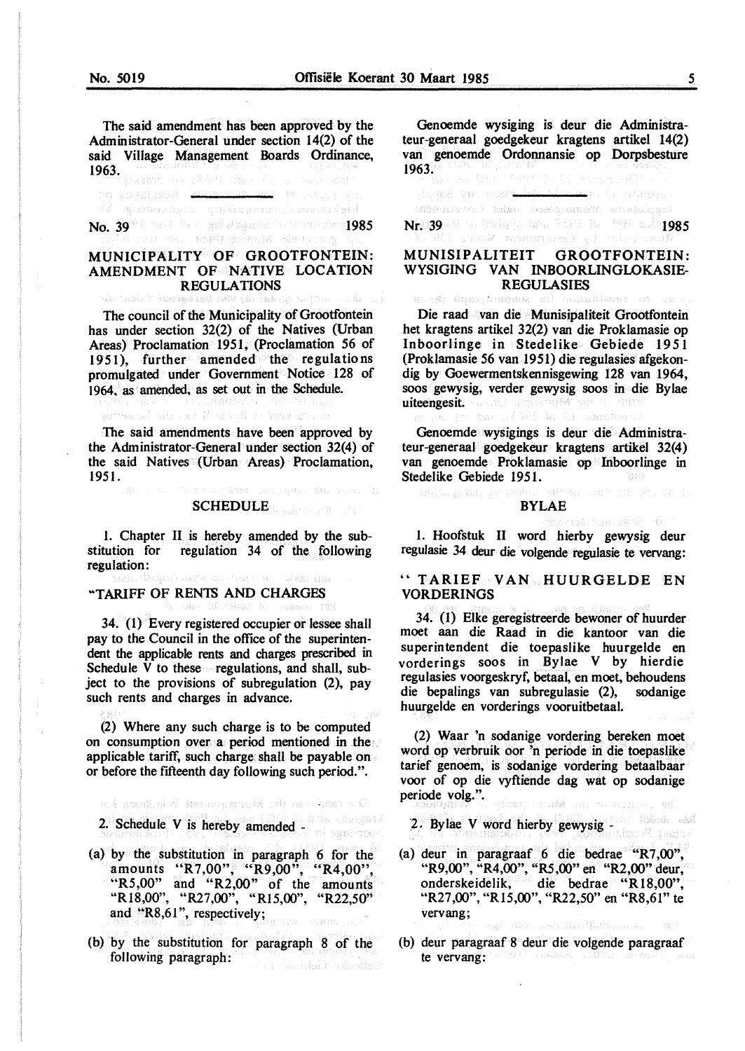The said amendment has been approved by the Administrator-General under section 14(2) of the said Village Management Boards Ordinance, 1963.

---

No. 39 1985

## MUNICIPALITY OF GROOTFONTEIN: AMENDMENT OF NATIVE LOCATION REGULATIONS

The council of the Municipality of Grootfontein has under section 32(2) of the Natives (Urban Areas) Proclamation 1951, (Proclamation 56 of 1951), further amended the regulations promulgated under Government Notice 128 of 1964, as amended, as set out in the Schedule.

The said amendments have been approved by the Administrator-General under section 32(4) of the said Natives (Urban Areas) Proclamation, 1951.

### SCHEDULE

1. Chapter II is hereby amended by the substitution for regulation 34 of the following regulation:

"TARIFF OF RENTS AND CHARGES

34. (1) Every registered occupier or lessee shall pay to the Council in the office of the superintendent the applicable rents and charges prescribed in Schedule V to these regulations, and shall, subject to the provisions of subregulation (2), pay such rents and charges in advance.

(2) Where any such charge is to be computed on consumption over a period mentioned in the applicable tariff, such charge shall be payable on or before the fifteenth day following such period.".

2. Schedule V is hereby amended -

(a) by the substitution in paragraph 6 for the amounts "R7,00", "R9,00", "R4,00", "R5,00" and "R2,00" of the amounts "R18,00", "R27,00", "R15,00", "R22,50" and "R8,61", respectively;

(b) by the substitution for paragraph 8 of the following paragraph:

---

Genoemde wysiging is deur die Administrateur-generaal goedgekeur kragtens artikel 14(2) van genoemde Ordonnansie op Dorpsbesture 1963.

---

Nr. 39 1985

## MUNISIPALITEIT GROOTFONTEIN: WYSIGING VAN INBOORLINGLOKASIE-REGULASIES

Die raad van die Munisipaliteit Grootfontein het kragtens artikel 32(2) van die Proklamasie op Inboorlinge in Stedelike Gebiede 1951 (Proklamasie 56 van 1951) die regulasies afgekondig by Goewermentskennisgewing 128 van 1964, soos gewysig, verder gewysig soos in die Bylae uiteengesit.

Genoemde wysigings is deur die Administrateur-generaal goedgekeur kragtens artikel 32(4) van genoemde Proklamasie op Inboorlinge in Stedelike Gebiede 1951.

### BYLAE

1. Hoofstuk II word hierby gewysig deur regulasie 34 deur die volgende regulasie te vervang:

"TARIEF VAN HUURGELDE EN VORDERINGS

34. (1) Elke geregistreerde bewoner of huurder moet aan die Raad in die kantoor van die superintendent die toepaslike huurgelde en vorderings soos in Bylae V by hierdie regulasies voorgeskryf, betaal, en moet, behoudens die bepalings van subregulasie (2), sodanige huurgelde en vorderings vooruitbetaal.

(2) Waar 'n sodanige vordering bereken moet word op verbruik oor 'n periode in die toepaslike tarief genoem, is sodanige vordering betaalbaar voor of op die vyftiende dag wat op sodanige periode volg.".

2. Bylae V word hierby gewysig -

(a) deur in paragraaf 6 die bedrae "R7,00", "R9,00", "R4,00", "R5,00" en "R2,00" deur, onderskeidelik, die bedrae "R18,00", "R27,00", "R15,00", "R22,50" en "R8,61" te vervang;

(b) deur paragraaf 8 deur die volgende paragraaf te vervang: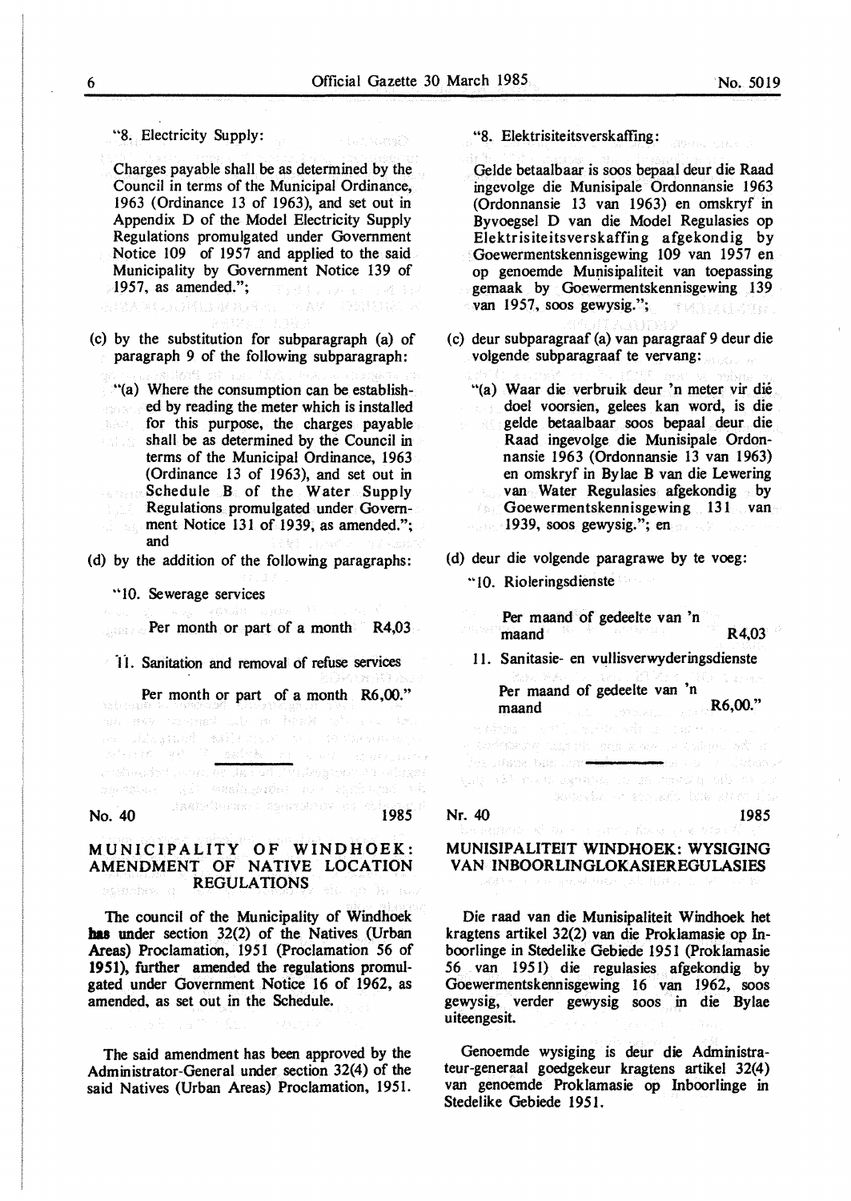"8. Electricity Supply:

Charges payable shall be as determined by the Council in terms of the Municipal Ordinance, 1963 (Ordinance 13 of 1963), and set out in Appendix D of the Model Electricity Supply Regulations promulgated under Government Notice 109 of 1957 and applied to the said Municipality by Government Notice 139 of 1957, as amended.";

(c) by the substitution for subparagraph (a) of paragraph 9 of the following subparagraph:

"(a) Where the consumption can be established by reading the meter which is installed for this purpose, the charges payable shall be as determined by the Council in terms of the Municipal Ordinance, 1963 (Ordinance 13 of 1963), and set out in Schedule B of the Water Supply Regulations promulgated under Government Notice 131 of 1939, as amended."; and

(d) by the addition of the following paragraphs:

"10. Sewerage services

Per month or part of a month R4,03

11. Sanitation and removal of refuse services

Per month or part of a month R6,00."

"8. Elektrisiteitsverskaffing:

Gelde betaalbaar is soos bepaal deur die Raad ingevolge die Munisipale Ordonnansie 1963 (Ordonnansie 13 van 1963) en omskryf in Byvoegsel D van die Model Regulasies op Elektrisiteitsverskaffing afgekondig by Goewermentskennisgewing 109 van 1957 en op genoemde Munisipaliteit van toepassing gemaak by Goewermentskennisgewing 139 van 1957, soos gewysig.";

(c) deur subparagraaf (a) van paragraaf 9 deur die volgende subparagraaf te vervang:

"(a) Waar die verbruik deur 'n meter vir dié doel voorsien, gelees kan word, is die gelde betaalbaar soos bepaal deur die Raad ingevolge die Munisipale Ordonnansie 1963 (Ordonnansie 13 van 1963) en omskryf in Bylae B van die Lewering van Water Regulasies afgekondig by Goewermentskennisgewing 131 van 1939, soos gewysig."; en

(d) deur die volgende paragrawe by te voeg:

"10. Rioleringsdienste

Per maand of gedeelte van 'n maand R4,03

11. Sanitasie- en vullisverwyderingsdienste

Per maand of gedeelte van 'n maand R6,00."

---

No. 40 1985

## MUNICIPALITY OF WINDHOEK: AMENDMENT OF NATIVE LOCATION REGULATIONS

The council of the Municipality of Windhoek has under section 32(2) of the Natives (Urban Areas) Proclamation, 1951 (Proclamation 56 of 1951), further amended the regulations promulgated under Government Notice 16 of 1962, as amended, as set out in the Schedule.

The said amendment has been approved by the Administrator-General under section 32(4) of the said Natives (Urban Areas) Proclamation, 1951.

Nr. 40 1985

## MUNISIPALITEIT WINDHOEK: WYSIGING VAN INBOORLINGLOKASIEREGULASIES

Die raad van die Munisipaliteit Windhoek het kragtens artikel 32(2) van die Proklamasie op Inboorlinge in Stedelike Gebiede 1951 (Proklamasie 56 van 1951) die regulasies afgekondig by Goewermentskennisgewing 16 van 1962, soos gewysig, verder gewysig soos in die Bylae uiteengesit.

Genoemde wysiging is deur die Administrateur-generaal goedgekeur kragtens artikel 32(4) van genoemde Proklamasie op Inboorlinge in Stedelike Gebiede 1951.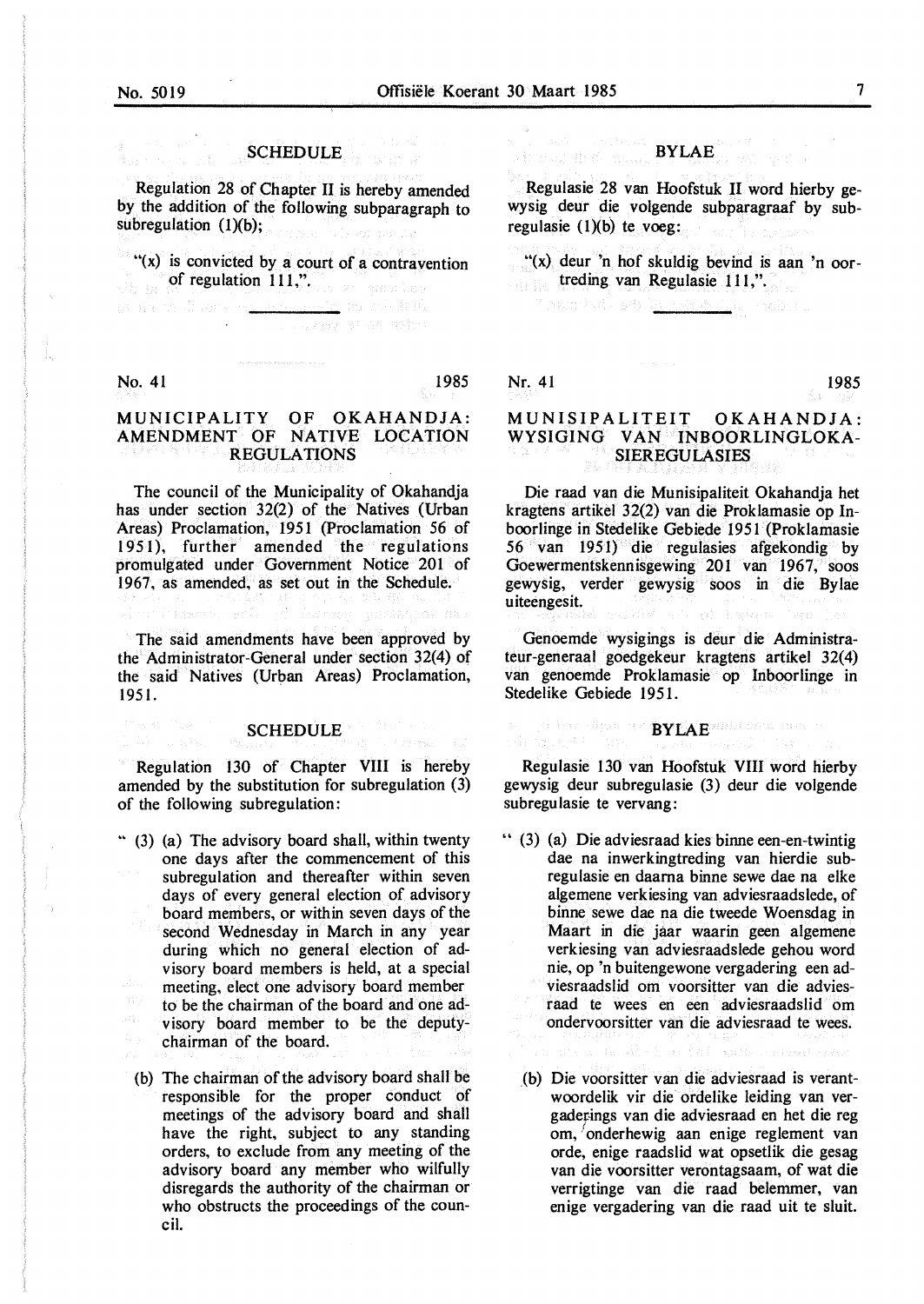## SCHEDULE

Regulation 28 of Chapter II is hereby amended by the addition of the following subparagraph to subregulation (1)(b);

"(x) is convicted by a court of a contravention of regulation 111,".

---

## BYLAE

Regulasie 28 van Hoofstuk II word hierby gewysig deur die volgende subparagraaf by subregulasie (1)(b) te voeg:

"(x) deur 'n hof skuldig bevind is aan 'n oortreding van Regulasie 111,".

---

No. 41 1985

## MUNICIPALITY OF OKAHANDJA: AMENDMENT OF NATIVE LOCATION REGULATIONS

The council of the Municipality of Okahandja has under section 32(2) of the Natives (Urban Areas) Proclamation, 1951 (Proclamation 56 of 1951), further amended the regulations promulgated under Government Notice 201 of 1967, as amended, as set out in the Schedule.

The said amendments have been approved by the Administrator-General under section 32(4) of the said Natives (Urban Areas) Proclamation, 1951.

## SCHEDULE

Regulation 130 of Chapter VIII is hereby amended by the substitution for subregulation (3) of the following subregulation:

" (3) (a) The advisory board shall, within twenty one days after the commencement of this subregulation and thereafter within seven days of every general election of advisory board members, or within seven days of the second Wednesday in March in any year during which no general election of advisory board members is held, at a special meeting, elect one advisory board member to be the chairman of the board and one advisory board member to be the deputy-chairman of the board.

(b) The chairman of the advisory board shall be responsible for the proper conduct of meetings of the advisory board and shall have the right, subject to any standing orders, to exclude from any meeting of the advisory board any member who wilfully disregards the authority of the chairman or who obstructs the proceedings of the council.

---

Nr. 41 1985

## MUNISIPALITEIT OKAHANDJA: WYSIGING VAN INBOORLINGLOKASIEREGULASIES

Die raad van die Munisipaliteit Okahandja het kragtens artikel 32(2) van die Proklamasie op Inboorlinge in Stedelike Gebiede 1951 (Proklamasie 56 van 1951) die regulasies afgekondig by Goewermentskennisgewing 201 van 1967, soos gewysig, verder gewysig soos in die Bylae uiteengesit.

Genoemde wysigings is deur die Administrateur-generaal goedgekeur kragtens artikel 32(4) van genoemde Proklamasie op Inboorlinge in Stedelike Gebiede 1951.

## BYLAE

Regulasie 130 van Hoofstuk VIII word hierby gewysig deur subregulasie (3) deur die volgende subregulasie te vervang:

" (3) (a) Die adviesraad kies binne een-en-twintig dae na inwerkingtreding van hierdie subregulasie en daarna binne sewe dae na elke algemene verkiesing van adviesraadslede, of binne sewe dae na die tweede Woensdag in Maart in die jaar waarin geen algemene verkiesing van adviesraadslede gehou word nie, op 'n buitengewone vergadering een adviesraadslid om voorsitter van die adviesraad te wees en een adviesraadslid om ondervoorsitter van die adviesraad te wees.

(b) Die voorsitter van die adviesraad is verantwoordelik vir die ordelike leiding van vergaderings van die adviesraad en het die reg om, onderhewig aan enige reglement van orde, enige raadslid wat opsetlik die gesag van die voorsitter verontagsaam, of wat die verrigtinge van die raad belemmer, van enige vergadering van die raad uit te sluit.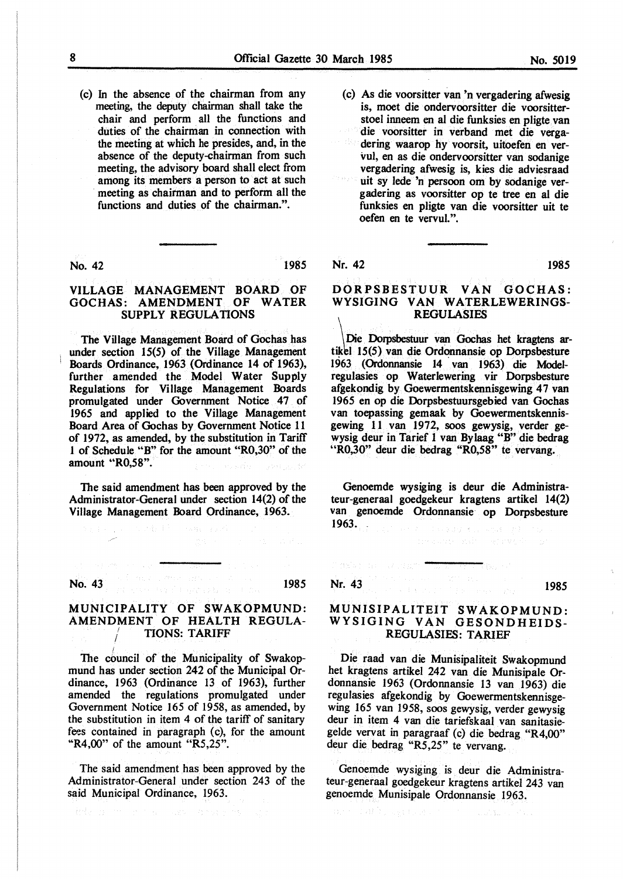(c) In the absence of the chairman from any meeting, the deputy chairman shall take the chair and perform all the functions and duties of the chairman in connection with the meeting at which he presides, and, in the absence of the deputy-chairman from such meeting, the advisory board shall elect from among its members a person to act at such meeting as chairman and to perform all the functions and duties of the chairman.".

(c) As die voorsitter van 'n vergadering afwesig is, moet die ondervoorsitter die voorsitterstoel inneem en al die funksies en pligte van die voorsitter in verband met die vergadering waarop hy voorsit, uitoefen en vervul, en as die ondervoorsitter van sodanige vergadering afwesig is, kies die adviesraad uit sy lede 'n persoon om by sodanige vergadering as voorsitter op te tree en al die funksies en pligte van die voorsitter uit te oefen en te vervul.".

---

No. 42 1985

## VILLAGE MANAGEMENT BOARD OF GOCHAS: AMENDMENT OF WATER SUPPLY REGULATIONS

The Village Management Board of Gochas has under section 15(5) of the Village Management Boards Ordinance, 1963 (Ordinance 14 of 1963), further amended the Model Water Supply Regulations for Village Management Boards promulgated under Government Notice 47 of 1965 and applied to the Village Management Board Area of Gochas by Government Notice 11 of 1972, as amended, by the substitution in Tariff 1 of Schedule "B" for the amount "R0,30" of the amount "R0,58".

The said amendment has been approved by the Administrator-General under section 14(2) of the Village Management Board Ordinance, 1963.

Nr. 42 1985

## DORPSBESTUUR VAN GOCHAS: WYSIGING VAN WATERLEWERINGSREGULASIES

Die Dorpsbestuur van Gochas het kragtens artikel 15(5) van die Ordonnansie op Dorpsbesture 1963 (Ordonnansie 14 van 1963) die Modelregulasies op Waterlewering vir Dorpsbesture afgekondig by Goewermentskennisgewing 47 van 1965 en op die Dorpsbestuursgebied van Gochas van toepassing gemaak by Goewermentskennisgewing 11 van 1972, soos gewysig, verder gewysig deur in Tarief 1 van Bylaag "B" die bedrag "R0,30" deur die bedrag "R0,58" te vervang.

Genoemde wysiging is deur die Administrateur-generaal goedgekeur kragtens artikel 14(2) van genoemde Ordonnansie op Dorpsbesture 1963.

---

No. 43 1985

## MUNICIPALITY OF SWAKOPMUND: AMENDMENT OF HEALTH REGULATIONS: TARIFF

The council of the Municipality of Swakopmund has under section 242 of the Municipal Ordinance, 1963 (Ordinance 13 of 1963), further amended the regulations promulgated under Government Notice 165 of 1958, as amended, by the substitution in item 4 of the tariff of sanitary fees contained in paragraph (c), for the amount "R4,00" of the amount "R5,25".

The said amendment has been approved by the Administrator-General under section 243 of the said Municipal Ordinance, 1963.

Nr. 43 1985

## MUNISIPALITEIT SWAKOPMUND: WYSIGING VAN GESONDHEIDSREGULASIES: TARIEF

Die raad van die Munisipaliteit Swakopmund het kragtens artikel 242 van die Munisipale Ordonnansie 1963 (Ordonnansie 13 van 1963) die regulasies afgekondig by Goewermentskennisgewing 165 van 1958, soos gewysig, verder gewysig deur in item 4 van die tariefskaal van sanitasiegelde vervat in paragraaf (c) die bedrag "R4,00" deur die bedrag "R5,25" te vervang.

Genoemde wysiging is deur die Administrateur-generaal goedgekeur kragtens artikel 243 van genoemde Munisipale Ordonnansie 1963.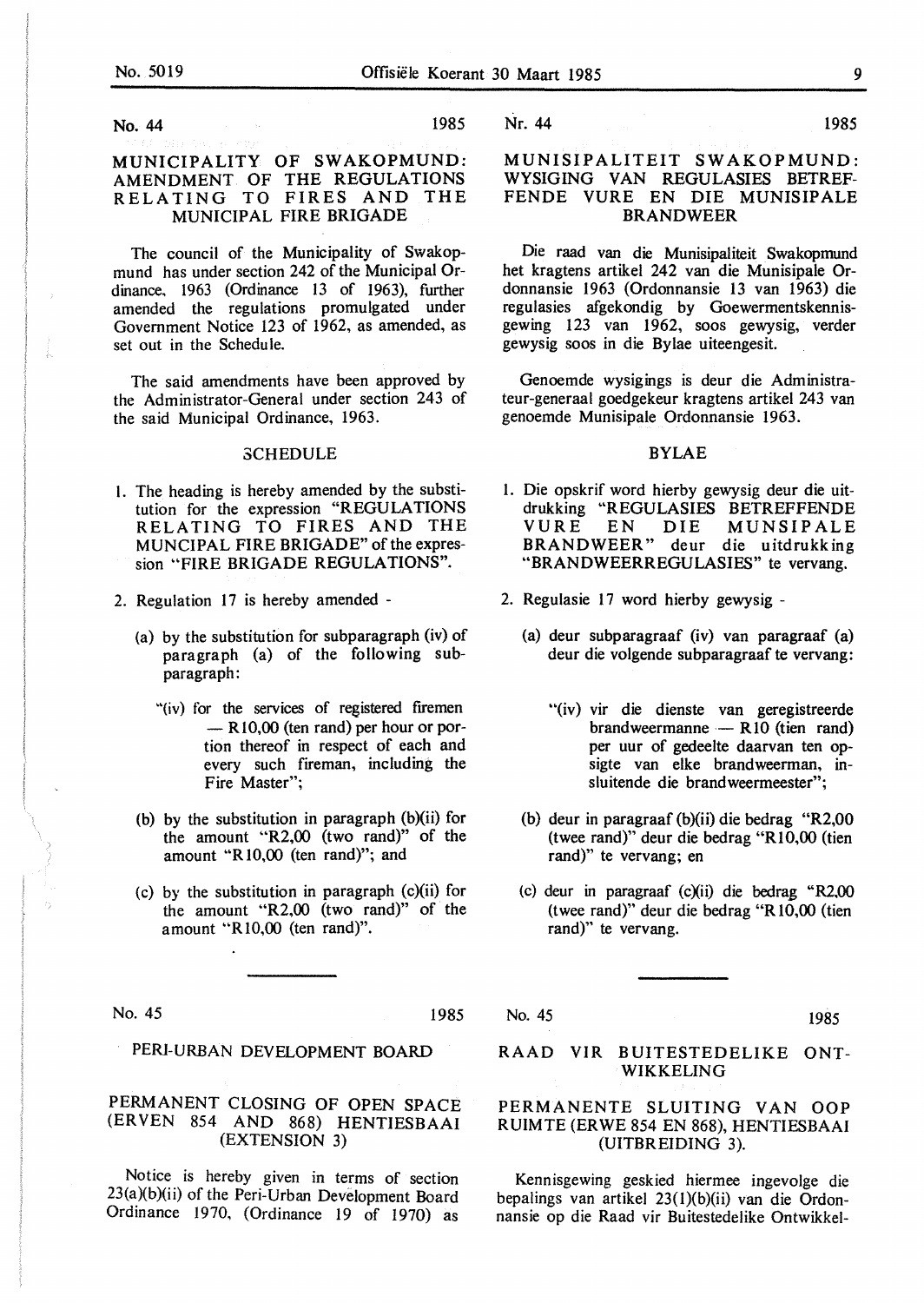No. 44 1985

## MUNICIPALITY OF SWAKOPMUND: AMENDMENT OF THE REGULATIONS RELATING TO FIRES AND THE MUNICIPAL FIRE BRIGADE

The council of the Municipality of Swakopmund has under section 242 of the Municipal Ordinance, 1963 (Ordinance 13 of 1963), further amended the regulations promulgated under Government Notice 123 of 1962, as amended, as set out in the Schedule.

The said amendments have been approved by the Administrator-General under section 243 of the said Municipal Ordinance, 1963.

### SCHEDULE

1. The heading is hereby amended by the substitution for the expression "REGULATIONS RELATING TO FIRES AND THE MUNCIPAL FIRE BRIGADE" of the expression "FIRE BRIGADE REGULATIONS".

2. Regulation 17 is hereby amended -

   (a) by the substitution for subparagraph (iv) of paragraph (a) of the following subparagraph:

      "(iv) for the services of registered firemen — R10,00 (ten rand) per hour or portion thereof in respect of each and every such fireman, including the Fire Master";

   (b) by the substitution in paragraph (b)(ii) for the amount "R2,00 (two rand)" of the amount "R10,00 (ten rand)"; and

   (c) by the substitution in paragraph (c)(ii) for the amount "R2,00 (two rand)" of the amount "R10,00 (ten rand)".

---

Nr. 44 1985

## MUNISIPALITEIT SWAKOPMUND: WYSIGING VAN REGULASIES BETREFFENDE VURE EN DIE MUNISIPALE BRANDWEER

Die raad van die Munisipaliteit Swakopmund het kragtens artikel 242 van die Munisipale Ordonnansie 1963 (Ordonnansie 13 van 1963) die regulasies afgekondig by Goewermentskennisgewing 123 van 1962, soos gewysig, verder gewysig soos in die Bylae uiteengesit.

Genoemde wysigings is deur die Administrateur-generaal goedgekeur kragtens artikel 243 van genoemde Munisipale Ordonnansie 1963.

### BYLAE

1. Die opskrif word hierby gewysig deur die uitdrukking "REGULASIES BETREFFENDE VURE EN DIE MUNSIPALE BRANDWEER" deur die uitdrukking "BRANDWEERREGULASIES" te vervang.

2. Regulasie 17 word hierby gewysig -

   (a) deur subparagraaf (iv) van paragraaf (a) deur die volgende subparagraaf te vervang:

      "(iv) vir die dienste van geregistreerde brandweermanne — R10 (tien rand) per uur of gedeelte daarvan ten opsigte van elke brandweerman, insluitende die brandweermeester";

   (b) deur in paragraaf (b)(ii) die bedrag "R2,00 (twee rand)" deur die bedrag "R10,00 (tien rand)" te vervang; en

   (c) deur in paragraaf (c)(ii) die bedrag "R2,00 (twee rand)" deur die bedrag "R10,00 (tien rand)" te vervang.

---

No. 45 1985

## PERI-URBAN DEVELOPMENT BOARD

### PERMANENT CLOSING OF OPEN SPACE (ERVEN 854 AND 868) HENTIESBAAI (EXTENSION 3)

Notice is hereby given in terms of section 23(a)(b)(ii) of the Peri-Urban Development Board Ordinance 1970, (Ordinance 19 of 1970) as

---

No. 45 1985

## RAAD VIR BUITESTEDELIKE ONTWIKKELING

### PERMANENTE SLUITING VAN OOP RUIMTE (ERWE 854 EN 868), HENTIESBAAI (UITBREIDING 3).

Kennisgewing geskied hiermee ingevolge die bepalings van artikel 23(1)(b)(ii) van die Ordonnansie op die Raad vir Buitestedelike Ontwikkel-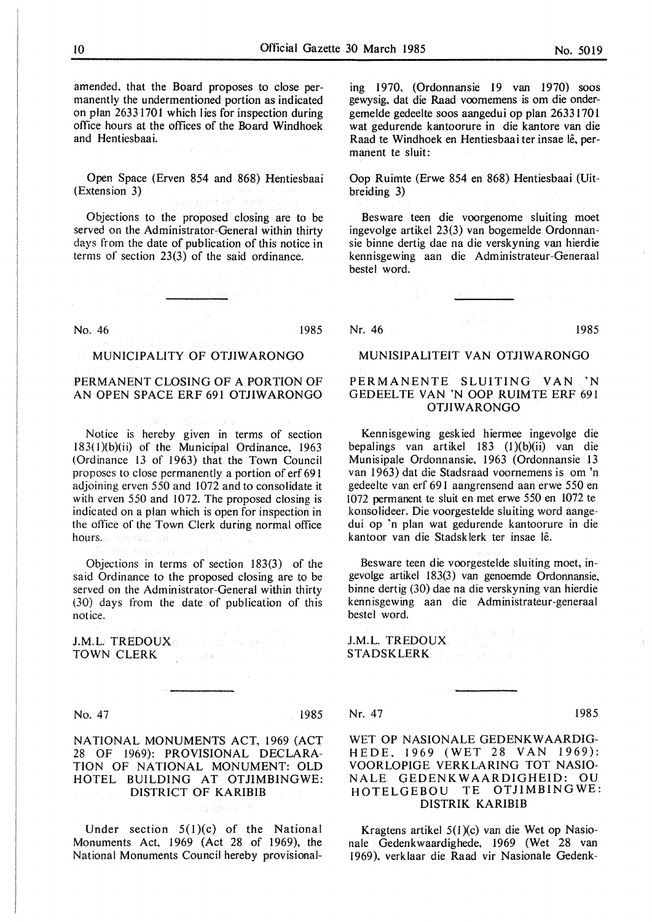amended, that the Board proposes to close permanently the undermentioned portion as indicated on plan 26331701 which lies for inspection during office hours at the offices of the Board Windhoek and Hentiesbaai.

Open Space (Erven 854 and 868) Hentiesbaai (Extension 3)

Objections to the proposed closing are to be served on the Administrator-General within thirty days from the date of publication of this notice in terms of section 23(3) of the said ordinance.

ing 1970, (Ordonnansie 19 van 1970) soos gewysig, dat die Raad voornemens is om die ondergemelde gedeelte soos aangedui op plan 26331701 wat gedurende kantoorure in die kantore van die Raad te Windhoek en Hentiesbaai ter insae lê, permanent te sluit:

Oop Ruimte (Erwe 854 en 868) Hentiesbaai (Uitbreiding 3)

Besware teen die voorgenome sluiting moet ingevolge artikel 23(3) van bogemelde Ordonnansie binne dertig dae na die verskyning van hierdie kennisgewing aan die Administrateur-Generaal bestel word.

---

No. 46 1985

## MUNICIPALITY OF OTJIWARONGO

### PERMANENT CLOSING OF A PORTION OF AN OPEN SPACE ERF 691 OTJIWARONGO

Notice is hereby given in terms of section 183(1)(b)(ii) of the Municipal Ordinance, 1963 (Ordinance 13 of 1963) that the Town Council proposes to close permanently a portion of erf 691 adjoining erven 550 and 1072 and to consolidate it with erven 550 and 1072. The proposed closing is indicated on a plan which is open for inspection in the office of the Town Clerk during normal office hours.

Objections in terms of section 183(3) of the said Ordinance to the proposed closing are to be served on the Administrator-General within thirty (30) days from the date of publication of this notice.

J.M.L. TREDOUX
TOWN CLERK

Nr. 46 1985

## MUNISIPALITEIT VAN OTJIWARONGO

### PERMANENTE SLUITING VAN 'N GEDEELTE VAN 'N OOP RUIMTE ERF 691 OTJIWARONGO

Kennisgewing geskied hiermee ingevolge die bepalings van artikel 183 (1)(b)(ii) van die Munisipale Ordonnansie, 1963 (Ordonnansie 13 van 1963) dat die Stadsraad voornemens is om 'n gedeelte van erf 691 aangrensend aan erwe 550 en 1072 permanent te sluit en met erwe 550 en 1072 te konsolideer. Die voorgestelde sluiting word aangedui op 'n plan wat gedurende kantoorure in die kantoor van die Stadsklerk ter insae lê.

Besware teen die voorgestelde sluiting moet, ingevolge artikel 183(3) van genoemde Ordonnansie, binne dertig (30) dae na die verskyning van hierdie kennisgewing aan die Administrateur-generaal bestel word.

J.M.L. TREDOUX
STADSKLERK

---

No. 47 1985

### NATIONAL MONUMENTS ACT, 1969 (ACT 28 OF 1969): PROVISIONAL DECLARATION OF NATIONAL MONUMENT: OLD HOTEL BUILDING AT OTJIMBINGWE: DISTRICT OF KARIBIB

Under section 5(1)(c) of the National Monuments Act, 1969 (Act 28 of 1969), the National Monuments Council hereby provisional-

Nr. 47 1985

### WET OP NASIONALE GEDENKWAARDIGHEDE, 1969 (WET 28 VAN 1969): VOORLOPIGE VERKLARING TOT NASIONALE GEDENKWAARDIGHEID: OU HOTELGEBOU TE OTJIMBINGWE: DISTRIK KARIBIB

Kragtens artikel 5(1)(c) van die Wet op Nasionale Gedenkwaardighede, 1969 (Wet 28 van 1969), verklaar die Raad vir Nasionale Gedenk-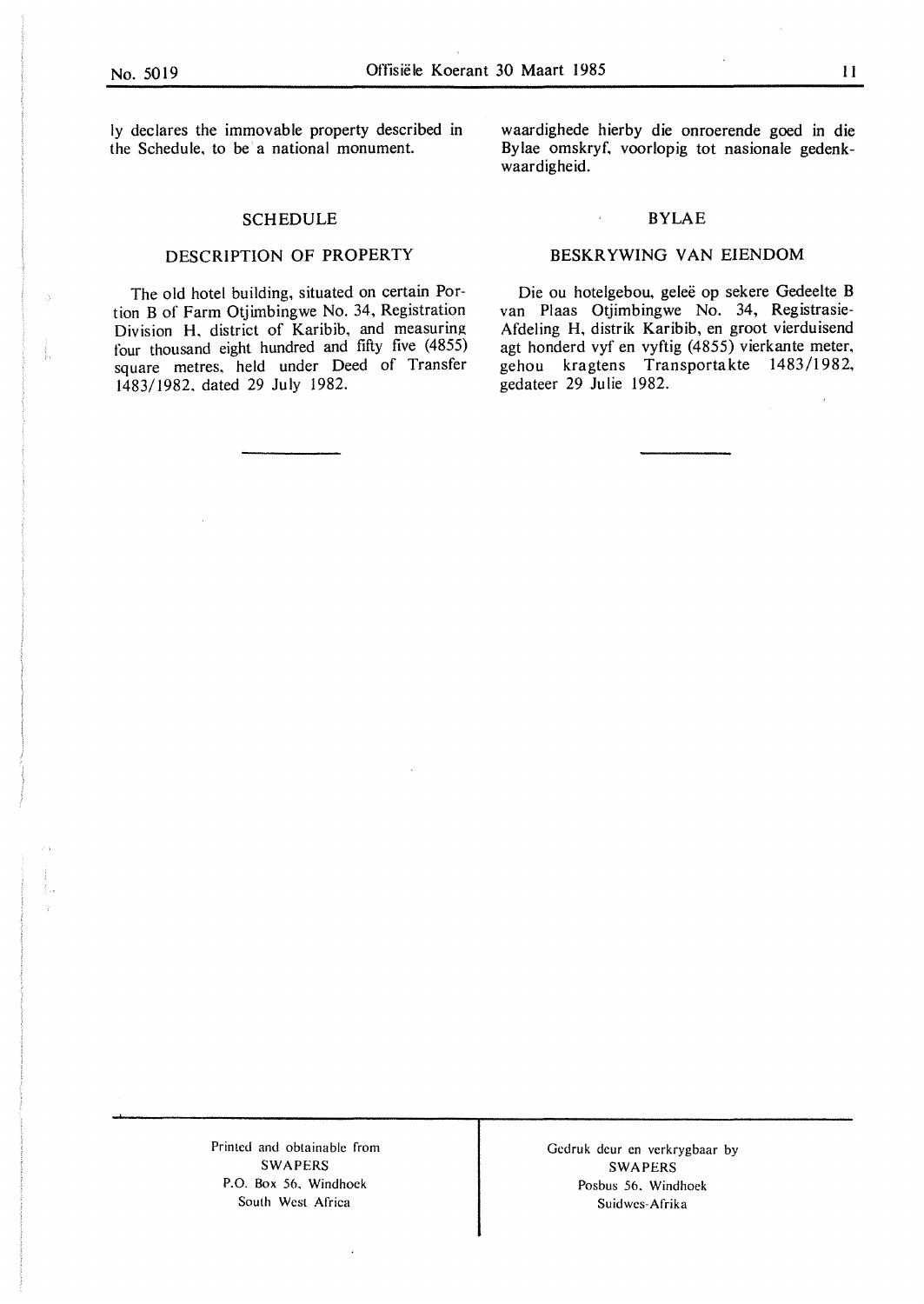ly declares the immovable property described in the Schedule, to be a national monument.

## SCHEDULE

### DESCRIPTION OF PROPERTY

The old hotel building, situated on certain Portion B of Farm Otjimbingwe No. 34, Registration Division H, district of Karibib, and measuring four thousand eight hundred and fifty five (4855) square metres, held under Deed of Transfer 1483/1982, dated 29 July 1982.

---

waardighede hierby die onroerende goed in die Bylae omskryf, voorlopig tot nasionale gedenkwaardigheid.

## BYLAE

### BESKRYWING VAN EIENDOM

Die ou hotelgebou, geleë op sekere Gedeelte B van Plaas Otjimbingwe No. 34, Registrasie-Afdeling H, distrik Karibib, en groot vierduisend agt honderd vyf en vyftig (4855) vierkante meter, gehou kragtens Transportakte 1483/1982, gedateer 29 Julie 1982.

---

Printed and obtainable from
SWAPERS
P.O. Box 56, Windhoek
South West Africa

Gedruk deur en verkrygbaar by
SWAPERS
Posbus 56, Windhoek
Suidwes-Afrika